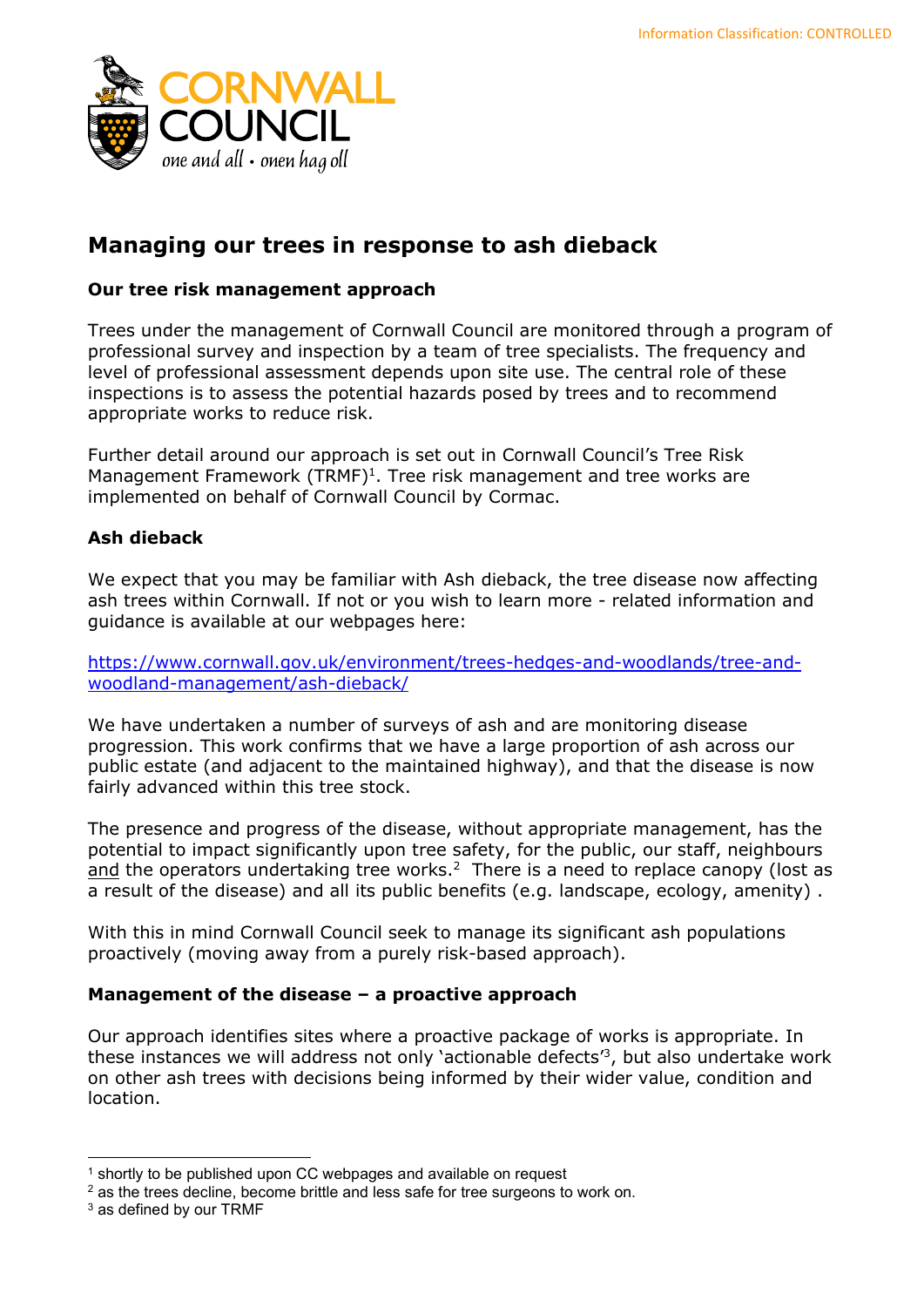# Managing our trees in response to ash dieback

## Our tree risk management approach

Trees under the management of Cornwall Council are monitored through a program of professional survey and inspection by a team of tree specialists. The frequency and level of professional assessment depends upon site use. The central role of these inspections is to assess the potential hazards posed by trees and to recommend appropriate works to reduce risk.

Further detail around our approach is set out in Cornwall Council's Tree Risk Management Framework (TRMF)[1]. Tree risk management and tree works are implemented on behalf of Cornwall Council by Cormac.

## Ash dieback

We expect that you may be familiar with Ash dieback, the tree disease now affecting ash trees within Cornwall. If not or you wish to learn more - related information and guidance is available at our webpages here:

[https://www.cornwall.gov.uk/environment/trees-hedges-and-woodlands/tree-and-woodland-management/ash-dieback/](https://www.cornwall.gov.uk/environment/trees-hedges-and-woodlands/tree-and-woodland-management/ash-dieback/)

We have undertaken a number of surveys of ash and are monitoring disease progression. This work confirms that we have a large proportion of ash across our public estate (and adjacent to the maintained highway), and that the disease is now fairly advanced within this tree stock.

The presence and progress of the disease, without appropriate management, has the potential to impact significantly upon tree safety, for the public, our staff, neighbours and the operators undertaking tree works.[2] There is a need to replace canopy (lost as a result of the disease) and all its public benefits (e.g. landscape, ecology, amenity) .

With this in mind Cornwall Council seek to manage its significant ash populations proactively (moving away from a purely risk-based approach).

## Management of the disease – a proactive approach

Our approach identifies sites where a proactive package of works is appropriate. In these instances we will address not only 'actionable defects'[3], but also undertake work on other ash trees with decisions being informed by their wider value, condition and location.

---

[1] shortly to be published upon CC webpages and available on request

[2] as the trees decline, become brittle and less safe for tree surgeons to work on.

[3] as defined by our TRMF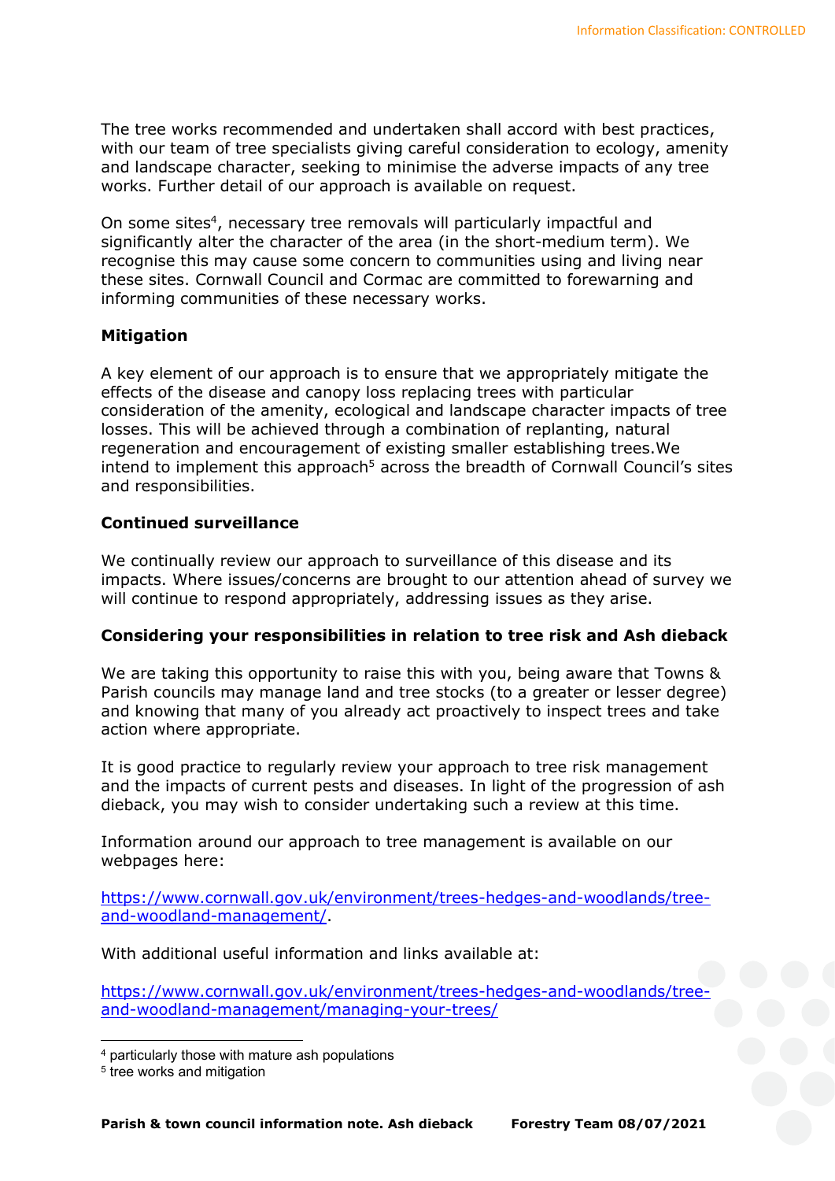The tree works recommended and undertaken shall accord with best practices, with our team of tree specialists giving careful consideration to ecology, amenity and landscape character, seeking to minimise the adverse impacts of any tree works. Further detail of our approach is available on request.

On some sites[4], necessary tree removals will particularly impactful and significantly alter the character of the area (in the short-medium term). We recognise this may cause some concern to communities using and living near these sites. Cornwall Council and Cormac are committed to forewarning and informing communities of these necessary works.

**Mitigation**

A key element of our approach is to ensure that we appropriately mitigate the effects of the disease and canopy loss replacing trees with particular consideration of the amenity, ecological and landscape character impacts of tree losses. This will be achieved through a combination of replanting, natural regeneration and encouragement of existing smaller establishing trees.We intend to implement this approach[5] across the breadth of Cornwall Council's sites and responsibilities.

**Continued surveillance**

We continually review our approach to surveillance of this disease and its impacts. Where issues/concerns are brought to our attention ahead of survey we will continue to respond appropriately, addressing issues as they arise.

**Considering your responsibilities in relation to tree risk and Ash dieback**

We are taking this opportunity to raise this with you, being aware that Towns & Parish councils may manage land and tree stocks (to a greater or lesser degree) and knowing that many of you already act proactively to inspect trees and take action where appropriate.

It is good practice to regularly review your approach to tree risk management and the impacts of current pests and diseases. In light of the progression of ash dieback, you may wish to consider undertaking such a review at this time.

Information around our approach to tree management is available on our webpages here:

https://www.cornwall.gov.uk/environment/trees-hedges-and-woodlands/tree-and-woodland-management/.

With additional useful information and links available at:

https://www.cornwall.gov.uk/environment/trees-hedges-and-woodlands/tree-and-woodland-management/managing-your-trees/

[4] particularly those with mature ash populations

[5] tree works and mitigation